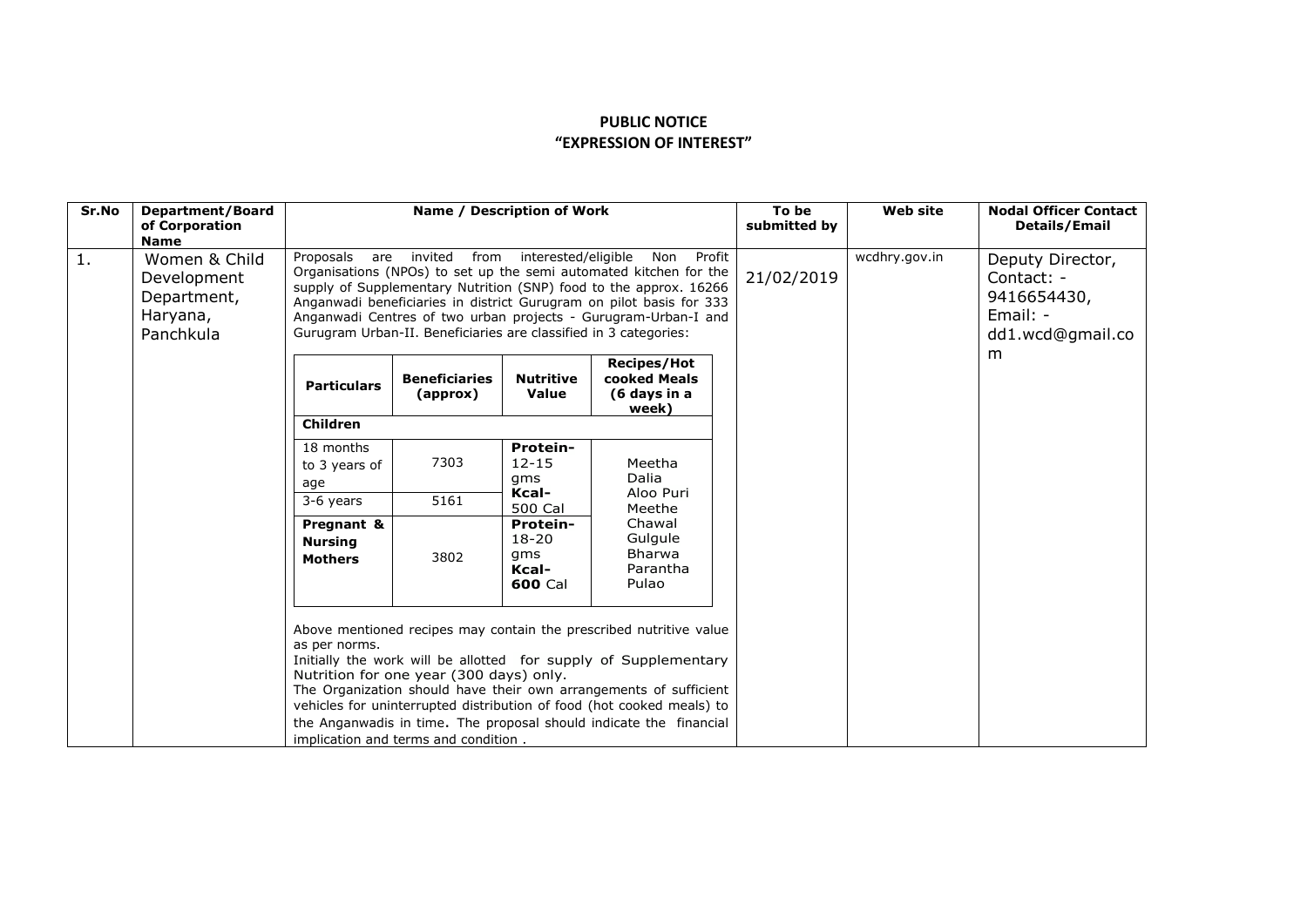# PUBLIC NOTICE

# "EXPRESSION OF INTEREST"

| Sr.No | Department/Board of Corporation Name | Name / Description of Work | To be submitted by | Web site | Nodal Officer Contact Details/Email |
|---|---|---|---|---|---|
| 1. | Women & Child Development Department, Haryana, Panchkula | Proposals are invited from interested/eligible Non Profit Organisations (NPOs) to set up the semi automated kitchen for the supply of Supplementary Nutrition (SNP) food to the approx. 16266 Anganwadi beneficiaries in district Gurugram on pilot basis for 333 Anganwadi Centres of two urban projects - Gurugram-Urban-I and Gurugram Urban-II. Beneficiaries are classified in 3 categories: (see table below) | 21/02/2019 | wcdhry.gov.in | Deputy Director, Contact: - 9416654430, Email: - dd1.wcd@gmail.com |

| Particulars | Beneficiaries (approx) | Nutritive Value | Recipes/Hot cooked Meals (6 days in a week) |
|---|---|---|---|
| **Children** | | | |
| 18 months to 3 years of age | 7303 | **Protein-** 12-15 gms **Kcal-** 500 Cal | Meetha Dalia, Aloo Puri, Meethe Chawal, Gulgule, Bharwa Parantha, Pulao |
| 3-6 years | 5161 | | |
| **Pregnant & Nursing Mothers** | 3802 | **Protein-** 18-20 gms **Kcal-** **600** Cal | |

Above mentioned recipes may contain the prescribed nutritive value as per norms.

Initially the work will be allotted for supply of Supplementary Nutrition for one year (300 days) only.

The Organization should have their own arrangements of sufficient vehicles for uninterrupted distribution of food (hot cooked meals) to the Anganwadis in time**.** The proposal should indicate the financial implication and terms and condition .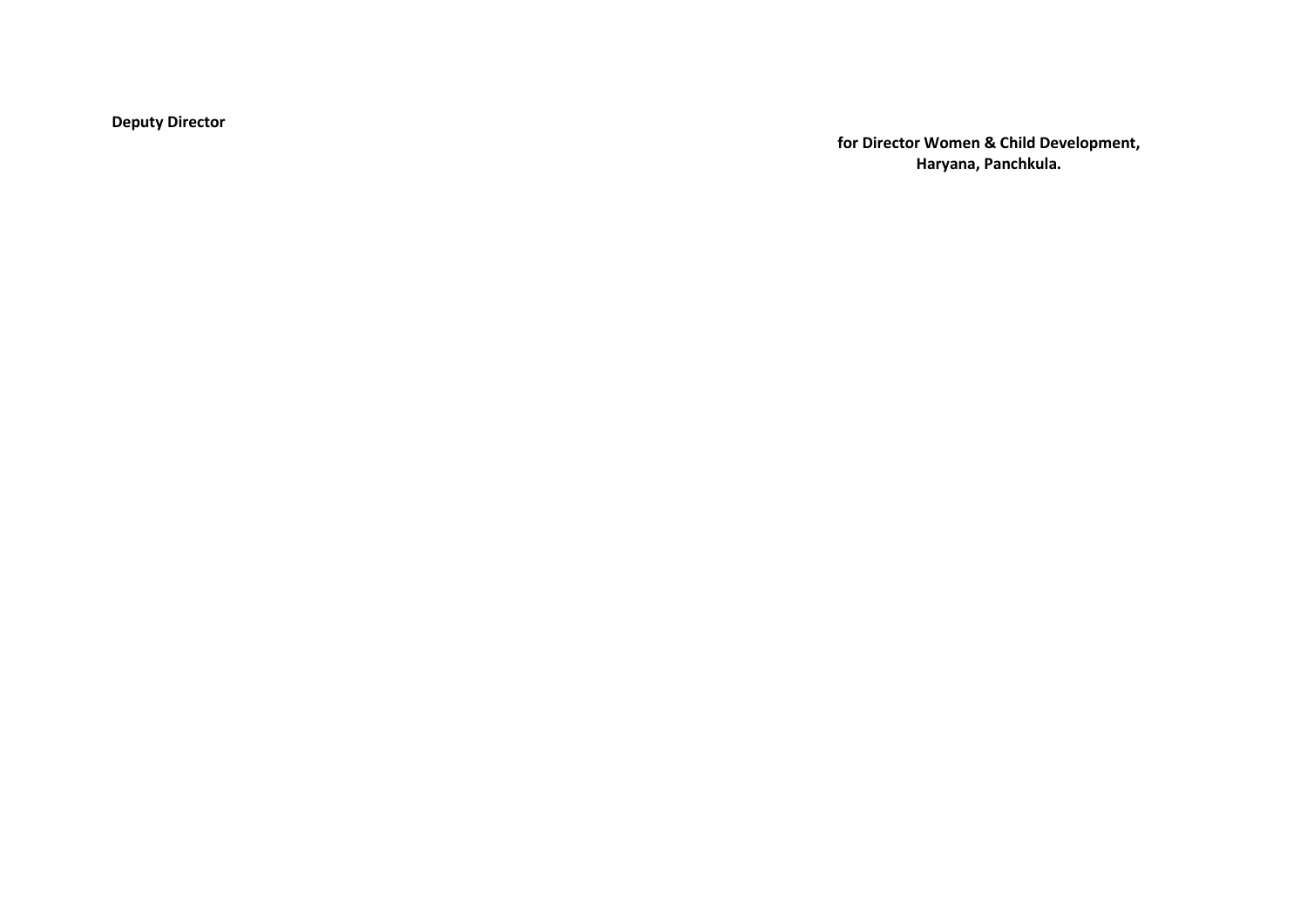**Deputy Director**

**for Director Women & Child Development,**
**Haryana, Panchkula.**